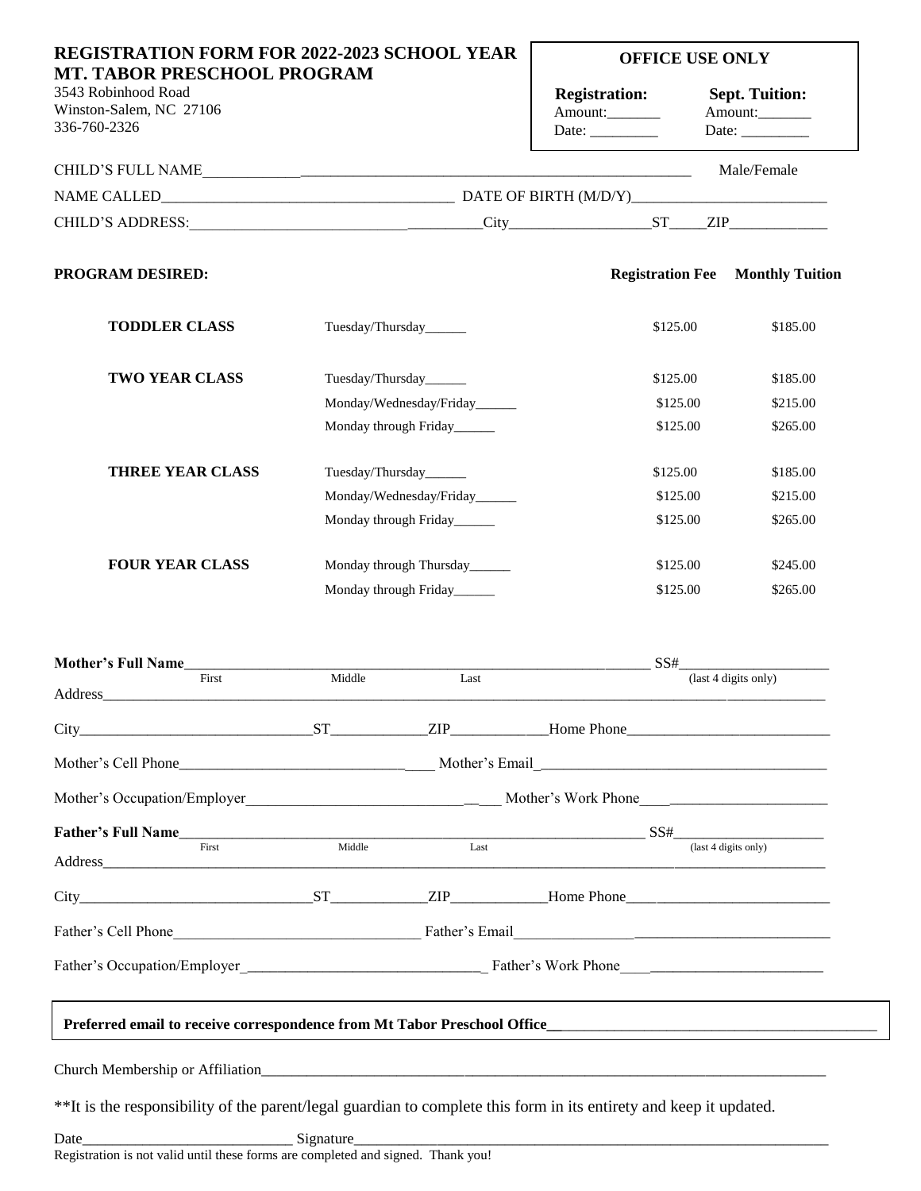# REGISTRATION FORM FOR 2022-2023 SCHOOL YEAR
# MT. TABOR PRESCHOOL PROGRAM

3543 Robinhood Road
Winston-Salem, NC 27106
336-760-2326

| OFFICE USE ONLY | |
|---|---|
| **Registration:** | **Sept. Tuition:** |
| Amount:_______ | Amount:_______ |
| Date: _________ | Date: _________ |

CHILD'S FULL NAME_____________________________________________________________ Male/Female

NAME CALLED________________________________________ DATE OF BIRTH (M/D/Y)__________________________

CHILD'S ADDRESS:_______________________________________City___________________ST_____ZIP_____________

**PROGRAM DESIRED:**

| | | Registration Fee | Monthly Tuition |
|---|---|---|---|
| **TODDLER CLASS** | Tuesday/Thursday______ | $125.00 | $185.00 |
| **TWO YEAR CLASS** | Tuesday/Thursday______ | $125.00 | $185.00 |
| | Monday/Wednesday/Friday______ | $125.00 | $215.00 |
| | Monday through Friday______ | $125.00 | $265.00 |
| **THREE YEAR CLASS** | Tuesday/Thursday______ | $125.00 | $185.00 |
| | Monday/Wednesday/Friday______ | $125.00 | $215.00 |
| | Monday through Friday______ | $125.00 | $265.00 |
| **FOUR YEAR CLASS** | Monday through Thursday______ | $125.00 | $245.00 |
| | Monday through Friday______ | $125.00 | $265.00 |

**Mother's Full Name**_________________________________________________________________ SS#____________________
First Middle Last (last 4 digits only)

Address______________________________________________________________________________________________

City________________________________ST_____________ZIP_____________Home Phone___________________________

Mother's Cell Phone___________________________________ Mother's Email_______________________________________

Mother's Occupation/Employer__________________________________ Mother's Work Phone__________________________

**Father's Full Name**_________________________________________________________________ SS#____________________
First Middle Last (last 4 digits only)

Address______________________________________________________________________________________________

City________________________________ST_____________ZIP_____________Home Phone___________________________

Father's Cell Phone__________________________________ Father's Email_________________________________________

Father's Occupation/Employer_________________________________ Father's Work Phone____________________________

**Preferred email to receive correspondence from Mt Tabor Preschool Office**__________________________________________

Church Membership or Affiliation__________________________________________________________________________

**It is the responsibility of the parent/legal guardian to complete this form in its entirety and keep it updated.

Date_____________________________ Signature______________________________________________________________

Registration is not valid until these forms are completed and signed. Thank you!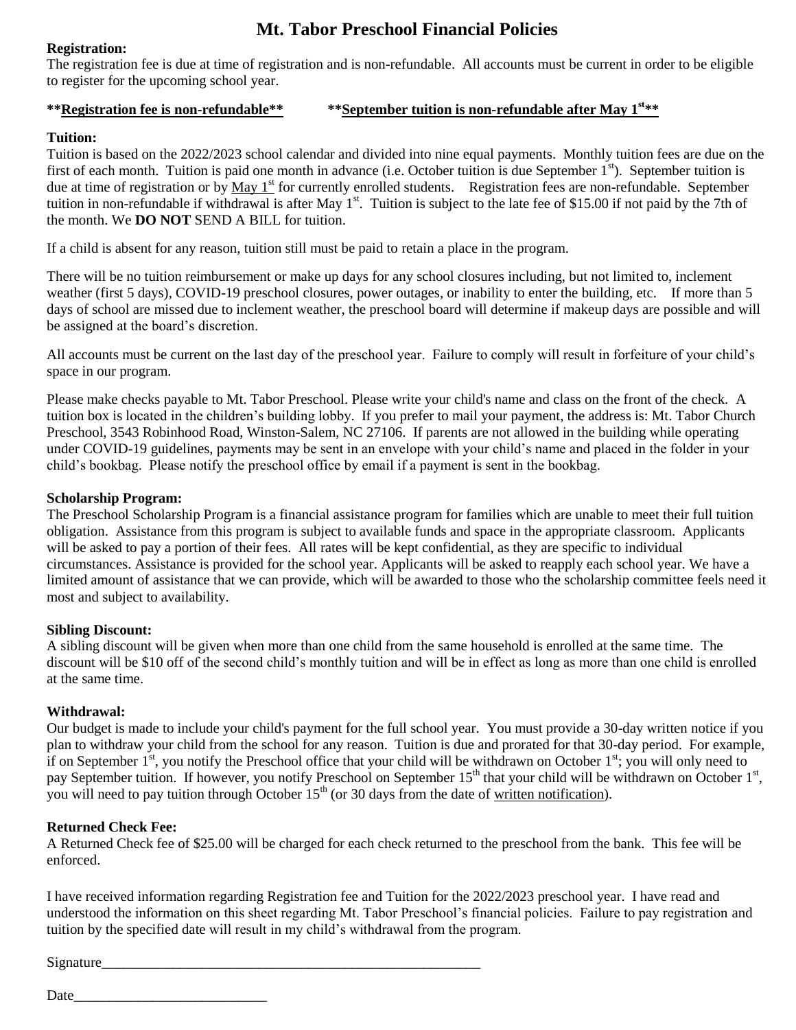# Mt. Tabor Preschool Financial Policies

**Registration:**

The registration fee is due at time of registration and is non-refundable. All accounts must be current in order to be eligible to register for the upcoming school year.

**\*\*<u>Registration fee is non-refundable</u>\*\*** **\*\*<u>September tuition is non-refundable after May 1st</u>\*\***

**Tuition:**

Tuition is based on the 2022/2023 school calendar and divided into nine equal payments. Monthly tuition fees are due on the first of each month. Tuition is paid one month in advance (i.e. October tuition is due September 1st). September tuition is due at time of registration or by <u>May 1st</u> for currently enrolled students. Registration fees are non-refundable. September tuition in non-refundable if withdrawal is after May 1st. Tuition is subject to the late fee of $15.00 if not paid by the 7th of the month. We **DO NOT** SEND A BILL for tuition.

If a child is absent for any reason, tuition still must be paid to retain a place in the program.

There will be no tuition reimbursement or make up days for any school closures including, but not limited to, inclement weather (first 5 days), COVID-19 preschool closures, power outages, or inability to enter the building, etc. If more than 5 days of school are missed due to inclement weather, the preschool board will determine if makeup days are possible and will be assigned at the board's discretion.

All accounts must be current on the last day of the preschool year. Failure to comply will result in forfeiture of your child's space in our program.

Please make checks payable to Mt. Tabor Preschool. Please write your child's name and class on the front of the check. A tuition box is located in the children's building lobby. If you prefer to mail your payment, the address is: Mt. Tabor Church Preschool, 3543 Robinhood Road, Winston-Salem, NC 27106. If parents are not allowed in the building while operating under COVID-19 guidelines, payments may be sent in an envelope with your child's name and placed in the folder in your child's bookbag. Please notify the preschool office by email if a payment is sent in the bookbag.

**Scholarship Program:**

The Preschool Scholarship Program is a financial assistance program for families which are unable to meet their full tuition obligation. Assistance from this program is subject to available funds and space in the appropriate classroom. Applicants will be asked to pay a portion of their fees. All rates will be kept confidential, as they are specific to individual circumstances. Assistance is provided for the school year. Applicants will be asked to reapply each school year. We have a limited amount of assistance that we can provide, which will be awarded to those who the scholarship committee feels need it most and subject to availability.

**Sibling Discount:**

A sibling discount will be given when more than one child from the same household is enrolled at the same time. The discount will be $10 off of the second child's monthly tuition and will be in effect as long as more than one child is enrolled at the same time.

**Withdrawal:**

Our budget is made to include your child's payment for the full school year. You must provide a 30-day written notice if you plan to withdraw your child from the school for any reason. Tuition is due and prorated for that 30-day period. For example, if on September 1st, you notify the Preschool office that your child will be withdrawn on October 1st; you will only need to pay September tuition. If however, you notify Preschool on September 15th that your child will be withdrawn on October 1st, you will need to pay tuition through October 15th (or 30 days from the date of <u>written notification</u>).

**Returned Check Fee:**

A Returned Check fee of $25.00 will be charged for each check returned to the preschool from the bank. This fee will be enforced.

I have received information regarding Registration fee and Tuition for the 2022/2023 preschool year. I have read and understood the information on this sheet regarding Mt. Tabor Preschool's financial policies. Failure to pay registration and tuition by the specified date will result in my child's withdrawal from the program.

Signature_______________________________________________________

Date___________________________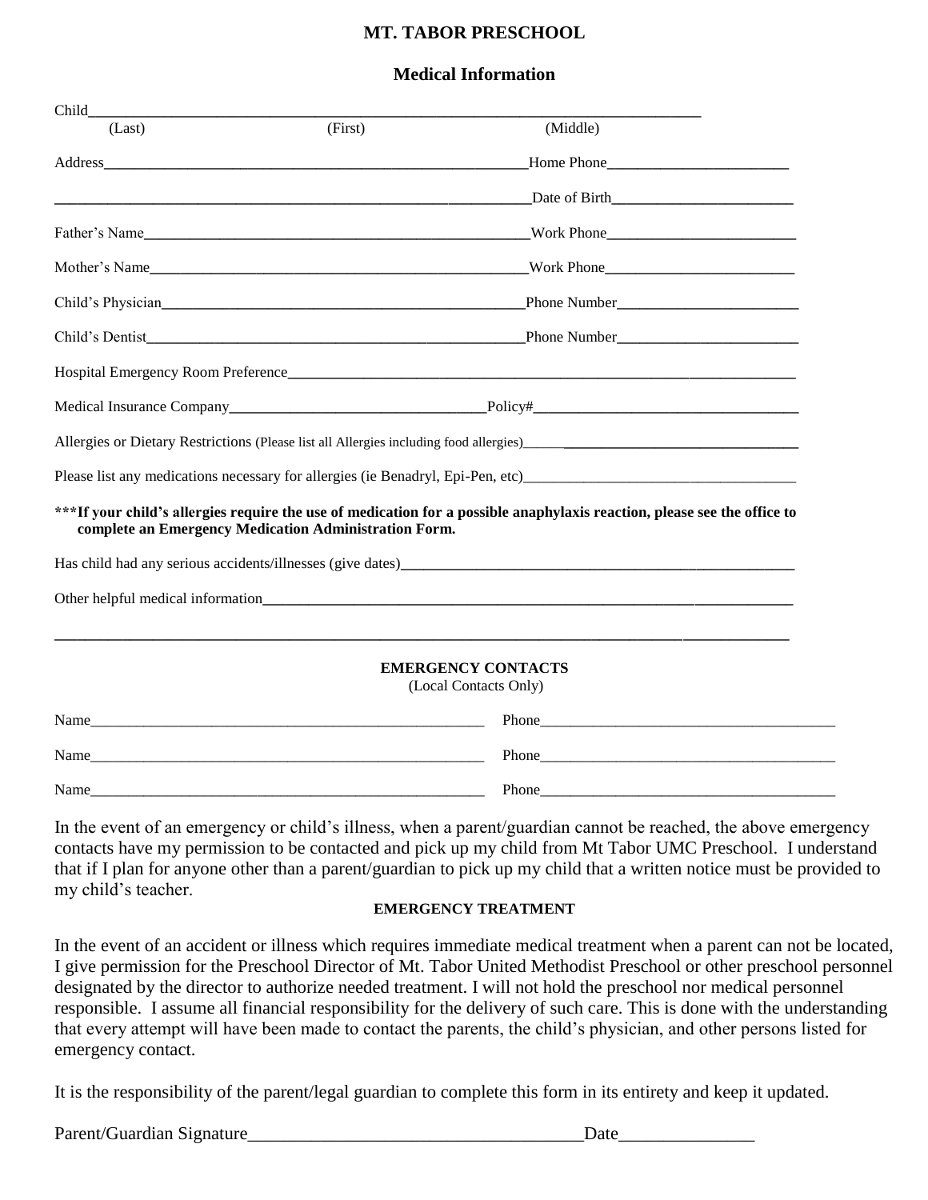# MT. TABOR PRESCHOOL

## Medical Information

Child\_\_\_\_\_\_\_\_\_\_\_\_\_\_\_\_\_\_\_\_\_\_\_\_\_\_\_\_\_\_\_\_\_\_\_\_\_\_\_\_\_\_\_\_\_\_\_\_\_\_\_\_\_\_\_\_\_\_\_\_\_\_\_\_
(Last) (First) (Middle)

Address\_\_\_\_\_\_\_\_\_\_\_\_\_\_\_\_\_\_\_\_\_\_\_\_\_\_\_\_\_\_\_\_\_\_\_\_\_\_\_\_\_\_\_\_\_\_\_\_\_\_\_\_Home Phone\_\_\_\_\_\_\_\_\_\_\_\_\_\_\_\_\_\_\_\_\_\_\_

\_\_\_\_\_\_\_\_\_\_\_\_\_\_\_\_\_\_\_\_\_\_\_\_\_\_\_\_\_\_\_\_\_\_\_\_\_\_\_\_\_\_\_\_\_\_\_\_\_\_\_\_\_\_\_\_\_\_\_\_Date of Birth\_\_\_\_\_\_\_\_\_\_\_\_\_\_\_\_\_\_\_\_\_\_\_

Father's Name\_\_\_\_\_\_\_\_\_\_\_\_\_\_\_\_\_\_\_\_\_\_\_\_\_\_\_\_\_\_\_\_\_\_\_\_\_\_\_\_\_\_\_\_\_\_\_\_\_Work Phone\_\_\_\_\_\_\_\_\_\_\_\_\_\_\_\_\_\_\_\_\_\_\_

Mother's Name\_\_\_\_\_\_\_\_\_\_\_\_\_\_\_\_\_\_\_\_\_\_\_\_\_\_\_\_\_\_\_\_\_\_\_\_\_\_\_\_\_\_\_\_\_\_\_\_Work Phone\_\_\_\_\_\_\_\_\_\_\_\_\_\_\_\_\_\_\_\_\_\_\_

Child's Physician\_\_\_\_\_\_\_\_\_\_\_\_\_\_\_\_\_\_\_\_\_\_\_\_\_\_\_\_\_\_\_\_\_\_\_\_\_\_\_\_\_\_\_\_\_Phone Number\_\_\_\_\_\_\_\_\_\_\_\_\_\_\_\_\_\_\_\_\_\_\_

Child's Dentist\_\_\_\_\_\_\_\_\_\_\_\_\_\_\_\_\_\_\_\_\_\_\_\_\_\_\_\_\_\_\_\_\_\_\_\_\_\_\_\_\_\_\_\_\_\_\_Phone Number\_\_\_\_\_\_\_\_\_\_\_\_\_\_\_\_\_\_\_\_\_\_\_

Hospital Emergency Room Preference\_\_\_\_\_\_\_\_\_\_\_\_\_\_\_\_\_\_\_\_\_\_\_\_\_\_\_\_\_\_\_\_\_\_\_\_\_\_\_\_\_\_\_\_\_\_\_\_\_\_\_\_\_\_\_\_\_\_\_\_\_\_

Medical Insurance Company\_\_\_\_\_\_\_\_\_\_\_\_\_\_\_\_\_\_\_\_\_\_\_\_\_\_\_\_\_\_\_\_\_Policy#\_\_\_\_\_\_\_\_\_\_\_\_\_\_\_\_\_\_\_\_\_\_\_\_\_\_\_\_\_\_\_\_\_\_

Allergies or Dietary Restrictions (Please list all Allergies including food allergies)\_\_\_\_\_\_\_\_\_\_\_\_\_\_\_\_\_\_\_\_\_\_\_\_\_\_\_\_\_\_\_\_\_\_\_

Please list any medications necessary for allergies (ie Benadryl, Epi-Pen, etc)\_\_\_\_\_\_\_\_\_\_\_\_\_\_\_\_\_\_\_\_\_\_\_\_\_\_\_\_\_\_\_\_\_\_\_\_

**\*\*\*If your child's allergies require the use of medication for a possible anaphylaxis reaction, please see the office to complete an Emergency Medication Administration Form.**

Has child had any serious accidents/illnesses (give dates)\_\_\_\_\_\_\_\_\_\_\_\_\_\_\_\_\_\_\_\_\_\_\_\_\_\_\_\_\_\_\_\_\_\_\_\_\_\_\_\_\_\_\_\_\_\_\_\_\_\_\_\_

Other helpful medical information\_\_\_\_\_\_\_\_\_\_\_\_\_\_\_\_\_\_\_\_\_\_\_\_\_\_\_\_\_\_\_\_\_\_\_\_\_\_\_\_\_\_\_\_\_\_\_\_\_\_\_\_\_\_\_\_\_\_\_\_\_\_\_\_\_\_\_\_

\_\_\_\_\_\_\_\_\_\_\_\_\_\_\_\_\_\_\_\_\_\_\_\_\_\_\_\_\_\_\_\_\_\_\_\_\_\_\_\_\_\_\_\_\_\_\_\_\_\_\_\_\_\_\_\_\_\_\_\_\_\_\_\_\_\_\_\_\_\_\_\_\_\_\_\_\_\_\_\_\_\_\_\_\_\_\_\_\_\_\_\_

### EMERGENCY CONTACTS

(Local Contacts Only)

Name\_\_\_\_\_\_\_\_\_\_\_\_\_\_\_\_\_\_\_\_\_\_\_\_\_\_\_\_\_\_\_\_\_\_\_\_\_\_\_\_\_\_\_\_\_\_\_\_\_\_\_\_ Phone\_\_\_\_\_\_\_\_\_\_\_\_\_\_\_\_\_\_\_\_\_\_\_\_\_\_\_\_\_\_\_\_\_\_\_\_\_\_\_

Name\_\_\_\_\_\_\_\_\_\_\_\_\_\_\_\_\_\_\_\_\_\_\_\_\_\_\_\_\_\_\_\_\_\_\_\_\_\_\_\_\_\_\_\_\_\_\_\_\_\_\_\_ Phone\_\_\_\_\_\_\_\_\_\_\_\_\_\_\_\_\_\_\_\_\_\_\_\_\_\_\_\_\_\_\_\_\_\_\_\_\_\_\_

Name\_\_\_\_\_\_\_\_\_\_\_\_\_\_\_\_\_\_\_\_\_\_\_\_\_\_\_\_\_\_\_\_\_\_\_\_\_\_\_\_\_\_\_\_\_\_\_\_\_\_\_\_ Phone\_\_\_\_\_\_\_\_\_\_\_\_\_\_\_\_\_\_\_\_\_\_\_\_\_\_\_\_\_\_\_\_\_\_\_\_\_\_\_

In the event of an emergency or child's illness, when a parent/guardian cannot be reached, the above emergency contacts have my permission to be contacted and pick up my child from Mt Tabor UMC Preschool. I understand that if I plan for anyone other than a parent/guardian to pick up my child that a written notice must be provided to my child's teacher.

### EMERGENCY TREATMENT

In the event of an accident or illness which requires immediate medical treatment when a parent can not be located, I give permission for the Preschool Director of Mt. Tabor United Methodist Preschool or other preschool personnel designated by the director to authorize needed treatment. I will not hold the preschool nor medical personnel responsible. I assume all financial responsibility for the delivery of such care. This is done with the understanding that every attempt will have been made to contact the parents, the child's physician, and other persons listed for emergency contact.

It is the responsibility of the parent/legal guardian to complete this form in its entirety and keep it updated.

Parent/Guardian Signature\_\_\_\_\_\_\_\_\_\_\_\_\_\_\_\_\_\_\_\_\_\_\_\_\_\_\_\_\_\_\_\_\_\_\_\_\_\_Date\_\_\_\_\_\_\_\_\_\_\_\_\_\_\_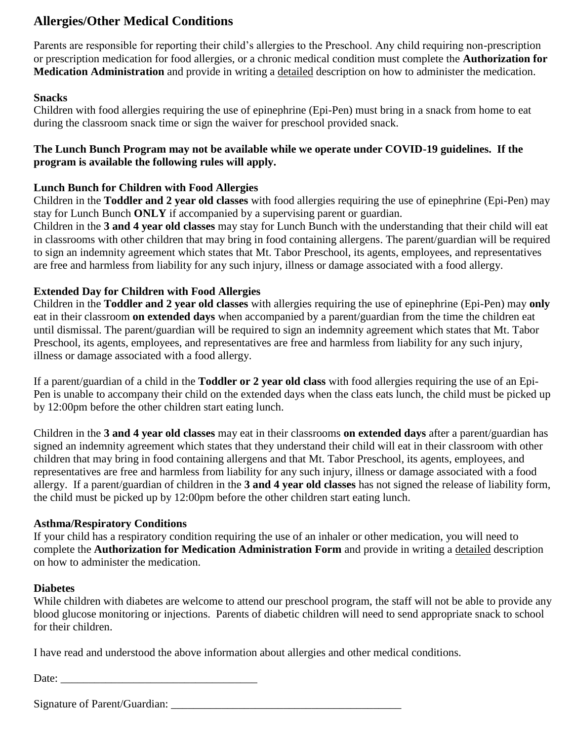## Allergies/Other Medical Conditions

Parents are responsible for reporting their child's allergies to the Preschool. Any child requiring non-prescription or prescription medication for food allergies, or a chronic medical condition must complete the **Authorization for Medication Administration** and provide in writing a <u>detailed</u> description on how to administer the medication.

**Snacks**

Children with food allergies requiring the use of epinephrine (Epi-Pen) must bring in a snack from home to eat during the classroom snack time or sign the waiver for preschool provided snack.

**The Lunch Bunch Program may not be available while we operate under COVID-19 guidelines. If the program is available the following rules will apply.**

**Lunch Bunch for Children with Food Allergies**

Children in the **Toddler and 2 year old classes** with food allergies requiring the use of epinephrine (Epi-Pen) may stay for Lunch Bunch **ONLY** if accompanied by a supervising parent or guardian.

Children in the **3 and 4 year old classes** may stay for Lunch Bunch with the understanding that their child will eat in classrooms with other children that may bring in food containing allergens. The parent/guardian will be required to sign an indemnity agreement which states that Mt. Tabor Preschool, its agents, employees, and representatives are free and harmless from liability for any such injury, illness or damage associated with a food allergy.

**Extended Day for Children with Food Allergies**

Children in the **Toddler and 2 year old classes** with allergies requiring the use of epinephrine (Epi-Pen) may **only** eat in their classroom **on extended days** when accompanied by a parent/guardian from the time the children eat until dismissal. The parent/guardian will be required to sign an indemnity agreement which states that Mt. Tabor Preschool, its agents, employees, and representatives are free and harmless from liability for any such injury, illness or damage associated with a food allergy.

If a parent/guardian of a child in the **Toddler or 2 year old class** with food allergies requiring the use of an Epi-Pen is unable to accompany their child on the extended days when the class eats lunch, the child must be picked up by 12:00pm before the other children start eating lunch.

Children in the **3 and 4 year old classes** may eat in their classrooms **on extended days** after a parent/guardian has signed an indemnity agreement which states that they understand their child will eat in their classroom with other children that may bring in food containing allergens and that Mt. Tabor Preschool, its agents, employees, and representatives are free and harmless from liability for any such injury, illness or damage associated with a food allergy. If a parent/guardian of children in the **3 and 4 year old classes** has not signed the release of liability form, the child must be picked up by 12:00pm before the other children start eating lunch.

**Asthma/Respiratory Conditions**

If your child has a respiratory condition requiring the use of an inhaler or other medication, you will need to complete the **Authorization for Medication Administration Form** and provide in writing a <u>detailed</u> description on how to administer the medication.

**Diabetes**

While children with diabetes are welcome to attend our preschool program, the staff will not be able to provide any blood glucose monitoring or injections. Parents of diabetic children will need to send appropriate snack to school for their children.

I have read and understood the above information about allergies and other medical conditions.

Date: ___________________________________

Signature of Parent/Guardian: ________________________________________